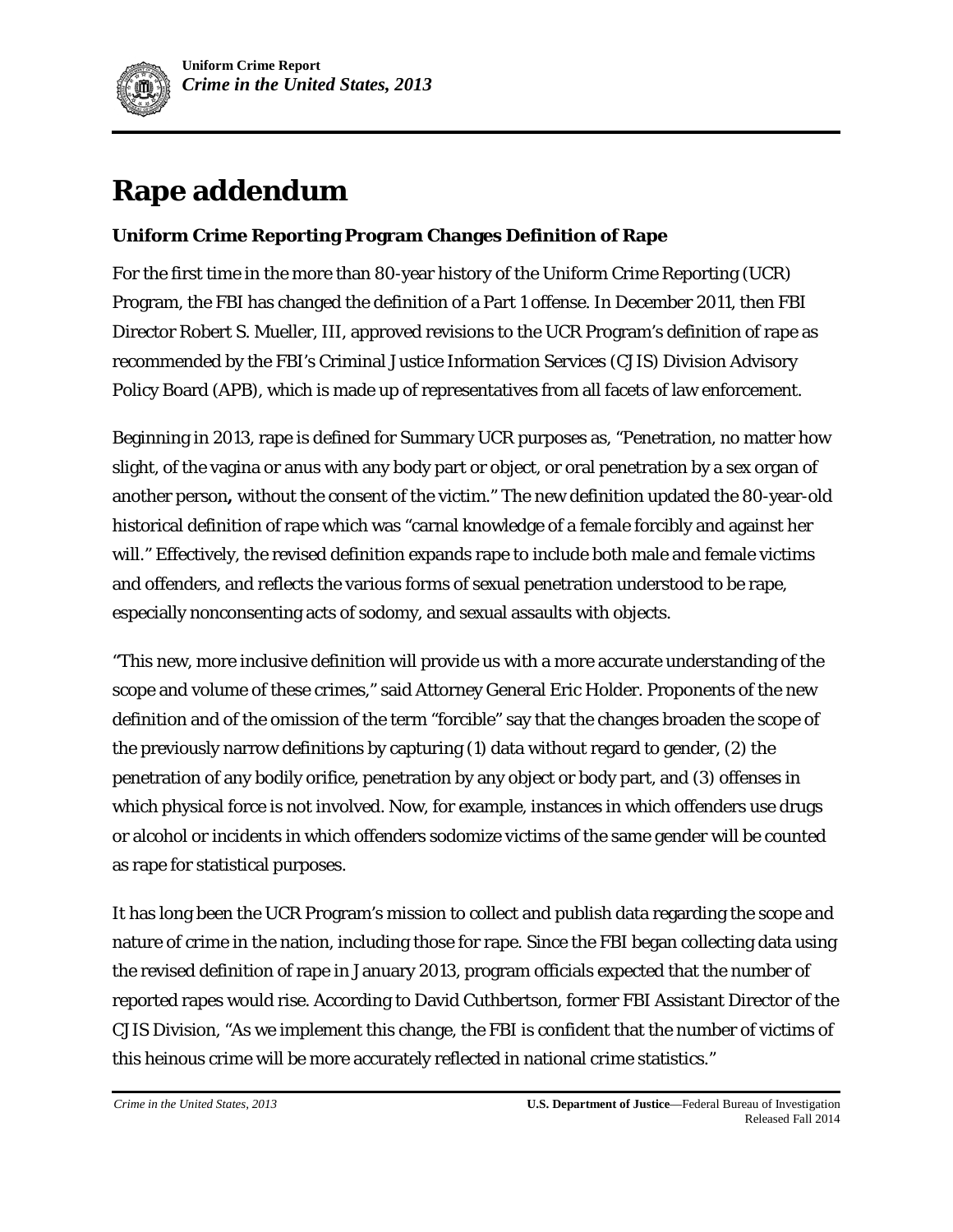# Rape addendum

### Uniform Crime Reporting Program Changes Definition of Rape

For the first time in the more than 80-year history of the Uniform Crime Reporting (UCR) Program, the FBI has changed the definition of a Part 1 offense. In December 2011, then FBI Director Robert S. Mueller, III, approved revisions to the UCR Program's definition of rape as recommended by the FBI's Criminal Justice Information Services (CJIS) Division Advisory Policy Board (APB), which is made up of representatives from all facets of law enforcement.

Beginning in 2013, rape is defined for Summary UCR purposes as, "Penetration, no matter how slight, of the vagina or anus with any body part or object, or oral penetration by a sex organ of another person**,** without the consent of the victim." The new definition updated the 80-year-old historical definition of rape which was "carnal knowledge of a female forcibly and against her will." Effectively, the revised definition expands rape to include both male and female victims and offenders, and reflects the various forms of sexual penetration understood to be rape, especially nonconsenting acts of sodomy, and sexual assaults with objects.

"This new, more inclusive definition will provide us with a more accurate understanding of the scope and volume of these crimes," said Attorney General Eric Holder. Proponents of the new definition and of the omission of the term "forcible" say that the changes broaden the scope of the previously narrow definitions by capturing (1) data without regard to gender, (2) the penetration of any bodily orifice, penetration by any object or body part, and (3) offenses in which physical force is not involved. Now, for example, instances in which offenders use drugs or alcohol or incidents in which offenders sodomize victims of the same gender will be counted as rape for statistical purposes.

It has long been the UCR Program's mission to collect and publish data regarding the scope and nature of crime in the nation, including those for rape. Since the FBI began collecting data using the revised definition of rape in January 2013, program officials expected that the number of reported rapes would rise. According to David Cuthbertson, former FBI Assistant Director of the CJIS Division, "As we implement this change, the FBI is confident that the number of victims of this heinous crime will be more accurately reflected in national crime statistics."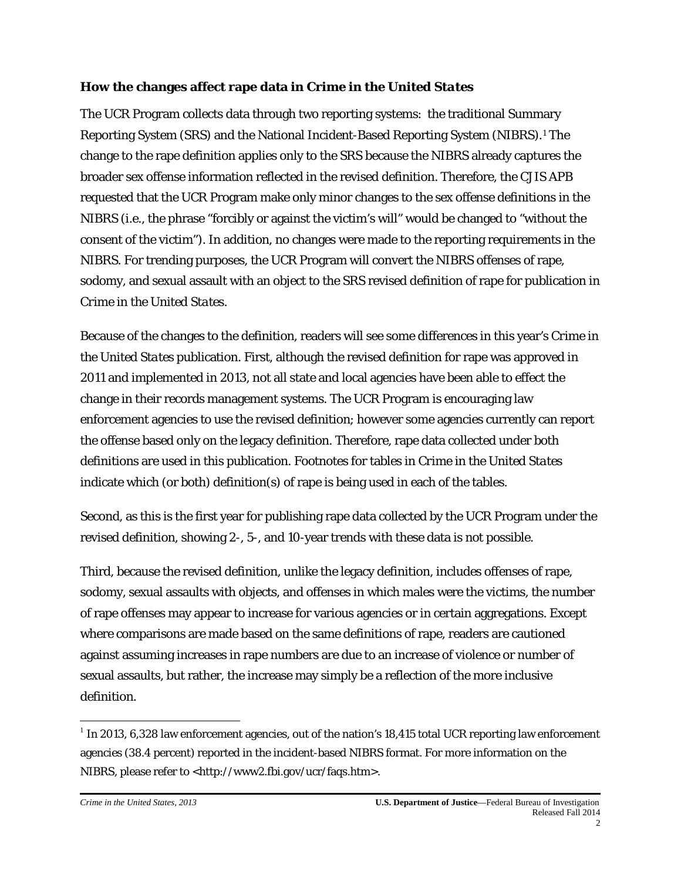### *How the changes affect rape data in Crime in the United States*

The UCR Program collects data through two reporting systems: the traditional Summary Reporting System (SRS) and the National Incident-Based Reporting System (NIBRS).[1] The change to the rape definition applies only to the SRS because the NIBRS already captures the broader sex offense information reflected in the revised definition. Therefore, the CJIS APB requested that the UCR Program make only minor changes to the sex offense definitions in the NIBRS (i.e., the phrase "forcibly or against the victim's will" would be changed to "without the consent of the victim"). In addition, no changes were made to the reporting requirements in the NIBRS. For trending purposes, the UCR Program will convert the NIBRS offenses of rape, sodomy, and sexual assault with an object to the SRS revised definition of rape for publication in *Crime in the United States*.

Because of the changes to the definition, readers will see some differences in this year's *Crime in the United States* publication. First, although the revised definition for rape was approved in 2011 and implemented in 2013, not all state and local agencies have been able to effect the change in their records management systems. The UCR Program is encouraging law enforcement agencies to use the revised definition; however some agencies currently can report the offense based only on the legacy definition. Therefore, rape data collected under both definitions are used in this publication. Footnotes for tables in *Crime in the United States* indicate which (or both) definition(s) of rape is being used in each of the tables.

Second, as this is the first year for publishing rape data collected by the UCR Program under the revised definition, showing 2-, 5-, and 10-year trends with these data is not possible.

Third, because the revised definition, unlike the legacy definition, includes offenses of rape, sodomy, sexual assaults with objects, and offenses in which males were the victims, the number of rape offenses may appear to increase for various agencies or in certain aggregations. Except where comparisons are made based on the same definitions of rape, readers are cautioned against assuming increases in rape numbers are due to an increase of violence or number of sexual assaults, but rather, the increase may simply be a reflection of the more inclusive definition.

---

[1] In 2013, 6,328 law enforcement agencies, out of the nation's 18,415 total UCR reporting law enforcement agencies (38.4 percent) reported in the incident-based NIBRS format. For more information on the NIBRS, please refer to <http://www2.fbi.gov/ucr/faqs.htm>.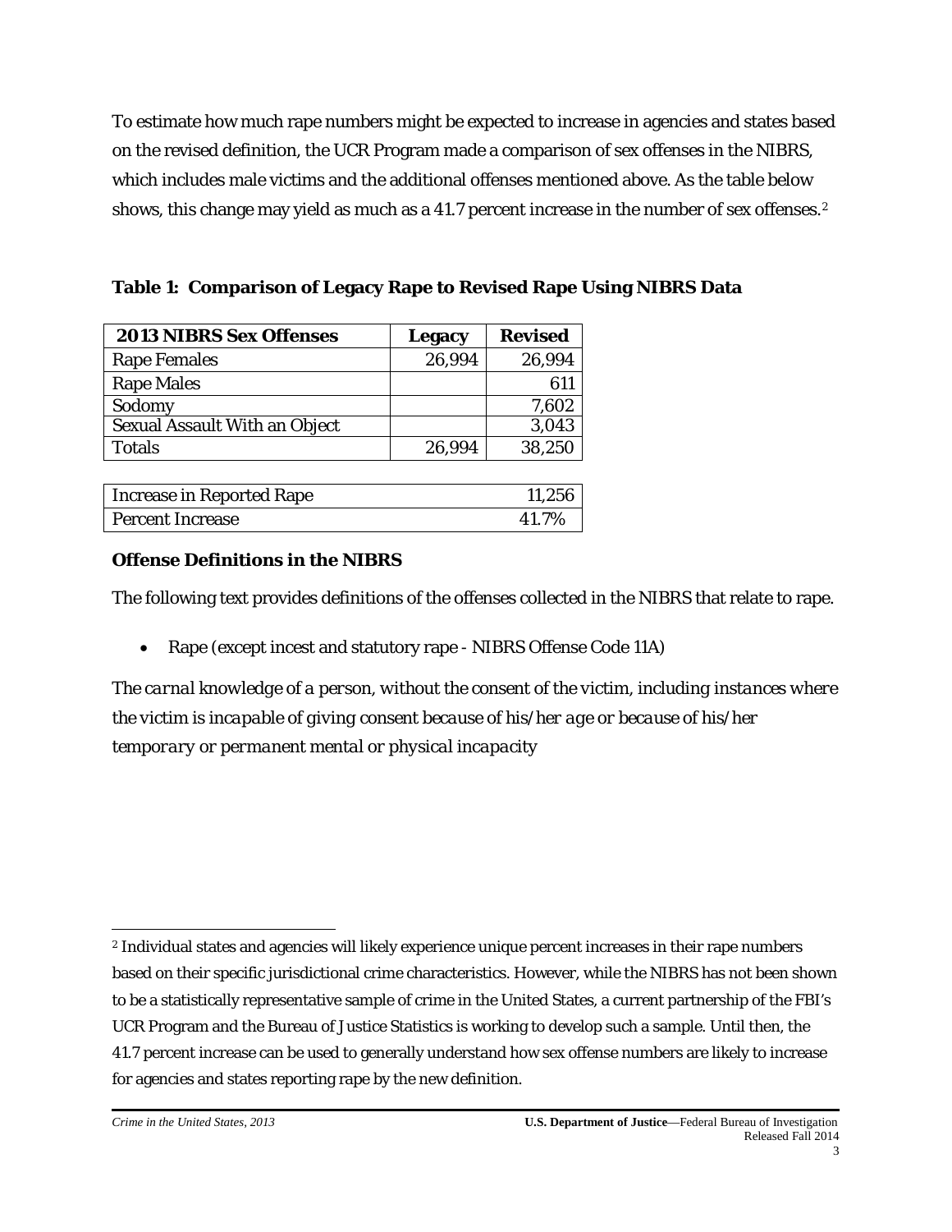To estimate how much rape numbers might be expected to increase in agencies and states based on the revised definition, the UCR Program made a comparison of sex offenses in the NIBRS, which includes male victims and the additional offenses mentioned above. As the table below shows, this change may yield as much as a 41.7 percent increase in the number of sex offenses.[2]

**Table 1: Comparison of Legacy Rape to Revised Rape Using NIBRS Data**

| 2013 NIBRS Sex Offenses | Legacy | Revised |
|---|---|---|
| Rape Females | 26,994 | 26,994 |
| Rape Males | | 611 |
| Sodomy | | 7,602 |
| Sexual Assault With an Object | | 3,043 |
| Totals | 26,994 | 38,250 |

| | |
|---|---|
| Increase in Reported Rape | 11,256 |
| Percent Increase | 41.7% |

### Offense Definitions in the NIBRS

The following text provides definitions of the offenses collected in the NIBRS that relate to rape.

- Rape (except incest and statutory rape - NIBRS Offense Code 11A)

*The carnal knowledge of a person, without the consent of the victim, including instances where the victim is incapable of giving consent because of his/her age or because of his/her temporary or permanent mental or physical incapacity*

---

[2] Individual states and agencies will likely experience unique percent increases in their rape numbers based on their specific jurisdictional crime characteristics. However, while the NIBRS has not been shown to be a statistically representative sample of crime in the United States, a current partnership of the FBI's UCR Program and the Bureau of Justice Statistics is working to develop such a sample. Until then, the 41.7 percent increase can be used to generally understand how sex offense numbers are likely to increase for agencies and states reporting rape by the new definition.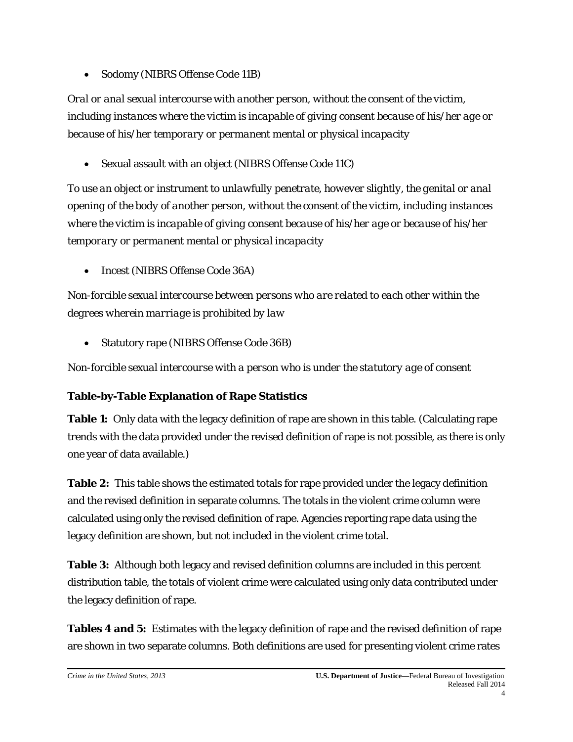- Sodomy (NIBRS Offense Code 11B)

*Oral or anal sexual intercourse with another person, without the consent of the victim, including instances where the victim is incapable of giving consent because of his/her age or because of his/her temporary or permanent mental or physical incapacity*

- Sexual assault with an object (NIBRS Offense Code 11C)

*To use an object or instrument to unlawfully penetrate, however slightly, the genital or anal opening of the body of another person, without the consent of the victim, including instances where the victim is incapable of giving consent because of his/her age or because of his/her temporary or permanent mental or physical incapacity*

- Incest (NIBRS Offense Code 36A)

*Non-forcible sexual intercourse between persons who are related to each other within the degrees wherein marriage is prohibited by law*

- Statutory rape (NIBRS Offense Code 36B)

*Non-forcible sexual intercourse with a person who is under the statutory age of consent*

### Table-by-Table Explanation of Rape Statistics

**Table 1:** Only data with the legacy definition of rape are shown in this table. (Calculating rape trends with the data provided under the revised definition of rape is not possible, as there is only one year of data available.)

**Table 2:** This table shows the estimated totals for rape provided under the legacy definition and the revised definition in separate columns. The totals in the violent crime column were calculated using only the revised definition of rape. Agencies reporting rape data using the legacy definition are shown, but not included in the violent crime total.

**Table 3:** Although both legacy and revised definition columns are included in this percent distribution table, the totals of violent crime were calculated using only data contributed under the legacy definition of rape.

**Tables 4 and 5:** Estimates with the legacy definition of rape and the revised definition of rape are shown in two separate columns. Both definitions are used for presenting violent crime rates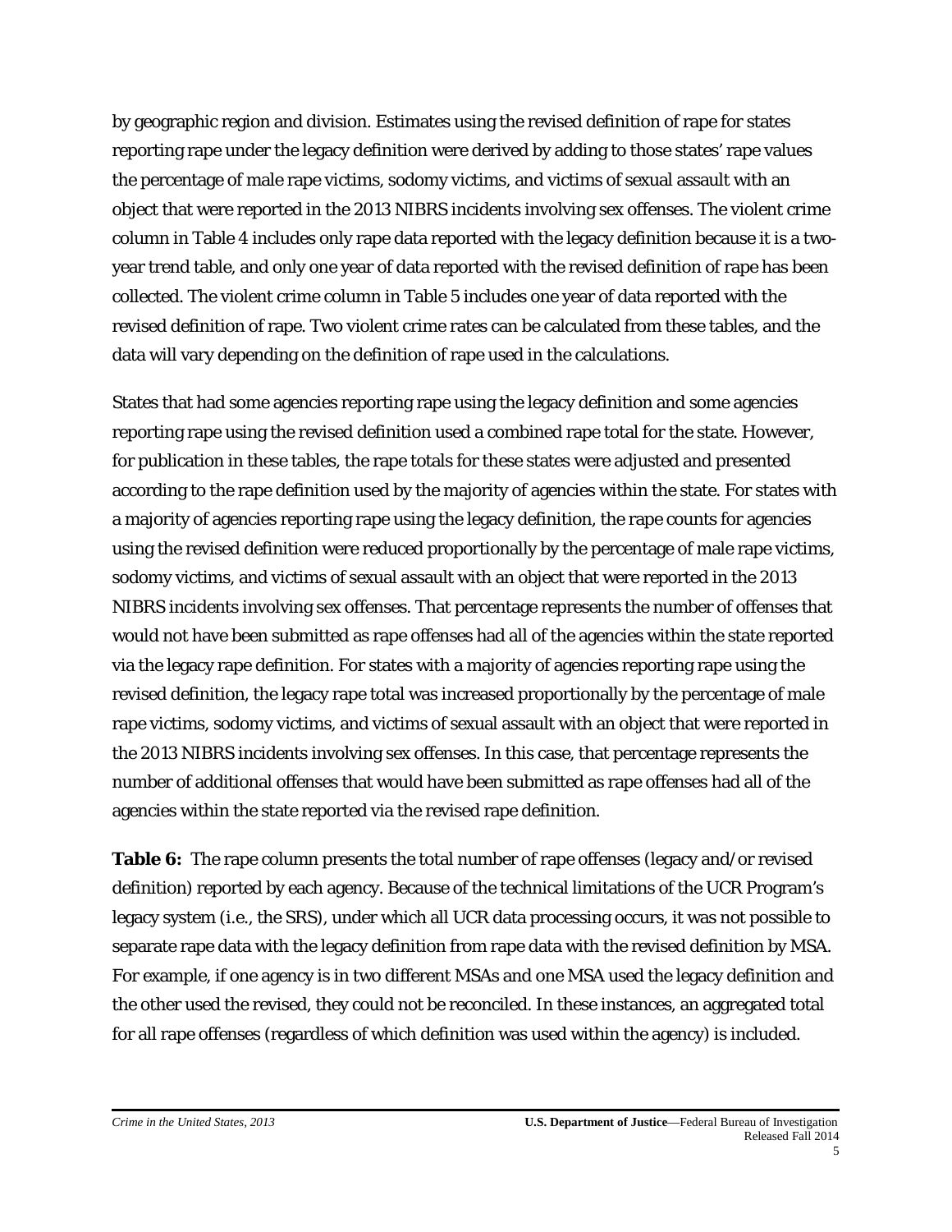by geographic region and division. Estimates using the revised definition of rape for states reporting rape under the legacy definition were derived by adding to those states' rape values the percentage of male rape victims, sodomy victims, and victims of sexual assault with an object that were reported in the 2013 NIBRS incidents involving sex offenses. The violent crime column in Table 4 includes only rape data reported with the legacy definition because it is a two-year trend table, and only one year of data reported with the revised definition of rape has been collected. The violent crime column in Table 5 includes one year of data reported with the revised definition of rape. Two violent crime rates can be calculated from these tables, and the data will vary depending on the definition of rape used in the calculations.

States that had some agencies reporting rape using the legacy definition and some agencies reporting rape using the revised definition used a combined rape total for the state. However, for publication in these tables, the rape totals for these states were adjusted and presented according to the rape definition used by the majority of agencies within the state. For states with a majority of agencies reporting rape using the legacy definition, the rape counts for agencies using the revised definition were reduced proportionally by the percentage of male rape victims, sodomy victims, and victims of sexual assault with an object that were reported in the 2013 NIBRS incidents involving sex offenses. That percentage represents the number of offenses that would not have been submitted as rape offenses had all of the agencies within the state reported via the legacy rape definition. For states with a majority of agencies reporting rape using the revised definition, the legacy rape total was increased proportionally by the percentage of male rape victims, sodomy victims, and victims of sexual assault with an object that were reported in the 2013 NIBRS incidents involving sex offenses. In this case, that percentage represents the number of additional offenses that would have been submitted as rape offenses had all of the agencies within the state reported via the revised rape definition.

**Table 6:** The rape column presents the total number of rape offenses (legacy and/or revised definition) reported by each agency. Because of the technical limitations of the UCR Program's legacy system (i.e., the SRS), under which all UCR data processing occurs, it was not possible to separate rape data with the legacy definition from rape data with the revised definition by MSA. For example, if one agency is in two different MSAs and one MSA used the legacy definition and the other used the revised, they could not be reconciled. In these instances, an aggregated total for all rape offenses (regardless of which definition was used within the agency) is included.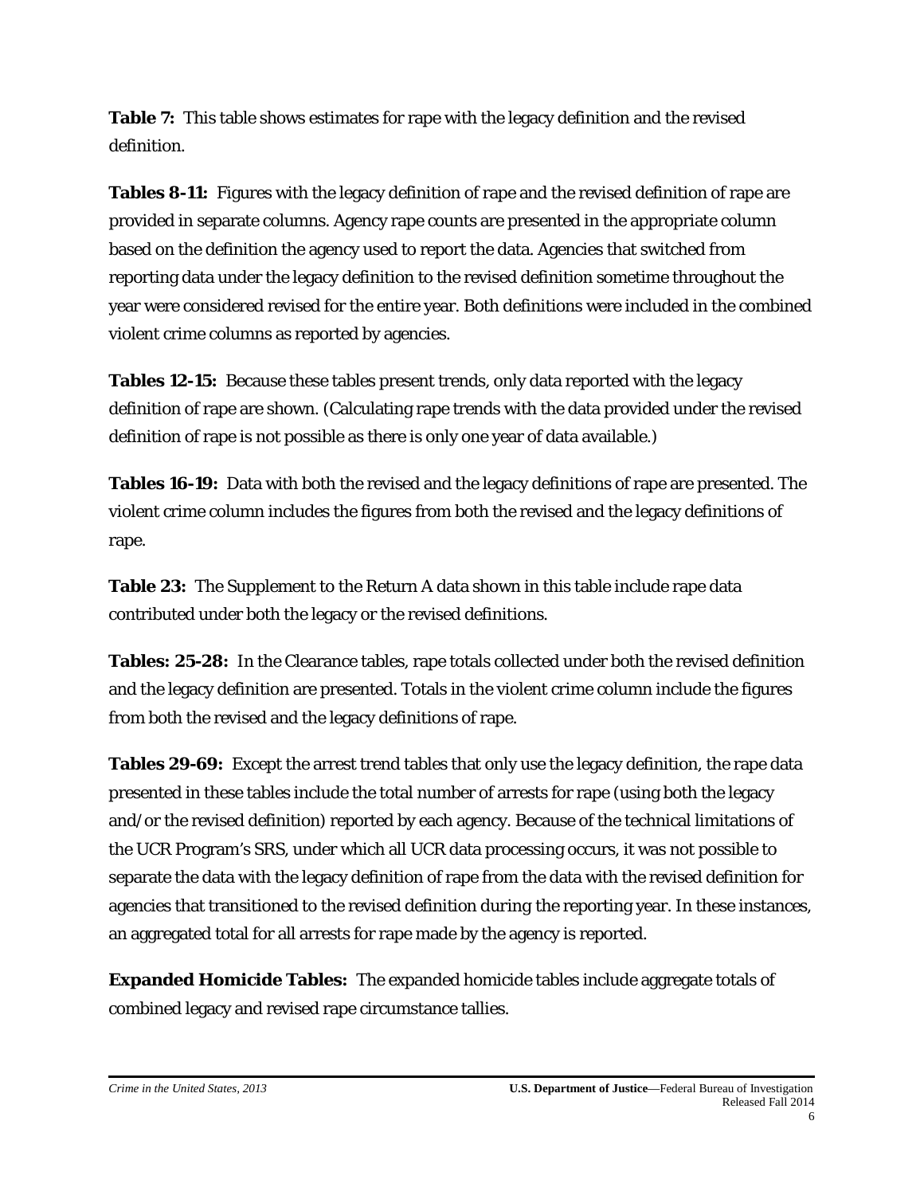**Table 7:** This table shows estimates for rape with the legacy definition and the revised definition.

**Tables 8-11:** Figures with the legacy definition of rape and the revised definition of rape are provided in separate columns. Agency rape counts are presented in the appropriate column based on the definition the agency used to report the data. Agencies that switched from reporting data under the legacy definition to the revised definition sometime throughout the year were considered revised for the entire year. Both definitions were included in the combined violent crime columns as reported by agencies.

**Tables 12-15:** Because these tables present trends, only data reported with the legacy definition of rape are shown. (Calculating rape trends with the data provided under the revised definition of rape is not possible as there is only one year of data available.)

**Tables 16-19:** Data with both the revised and the legacy definitions of rape are presented. The violent crime column includes the figures from both the revised and the legacy definitions of rape.

**Table 23:** The Supplement to the Return A data shown in this table include rape data contributed under both the legacy or the revised definitions.

**Tables: 25-28:** In the Clearance tables, rape totals collected under both the revised definition and the legacy definition are presented. Totals in the violent crime column include the figures from both the revised and the legacy definitions of rape.

**Tables 29-69:** Except the arrest trend tables that only use the legacy definition, the rape data presented in these tables include the total number of arrests for rape (using both the legacy and/or the revised definition) reported by each agency. Because of the technical limitations of the UCR Program's SRS, under which all UCR data processing occurs, it was not possible to separate the data with the legacy definition of rape from the data with the revised definition for agencies that transitioned to the revised definition during the reporting year. In these instances, an aggregated total for all arrests for rape made by the agency is reported.

**Expanded Homicide Tables:** The expanded homicide tables include aggregate totals of combined legacy and revised rape circumstance tallies.